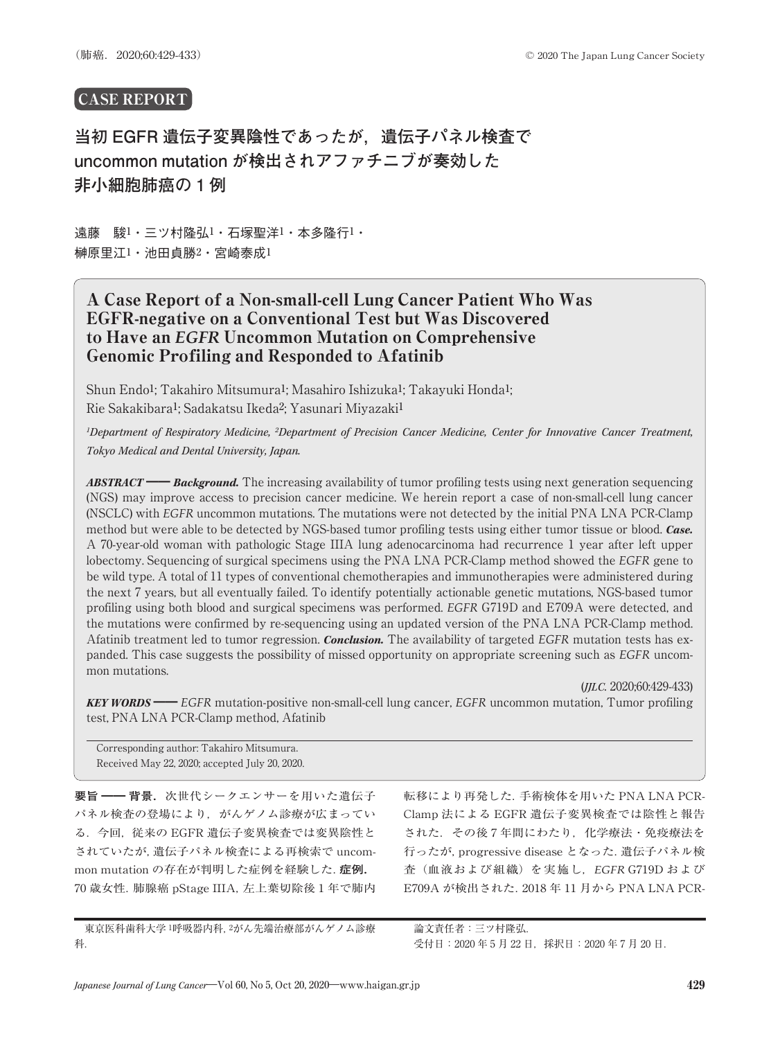CASE REPORT

# 当初 EGFR 遺伝子変異陰性であったが，遺伝子パネル検査で uncommon mutation が検出されアファチニブが奏効した非小細胞肺癌の 1 例

遠藤　駿[1]・三ツ村隆弘[1]・石塚聖洋[1]・本多隆行[1]・榊原里江[1]・池田貞勝[2]・宮崎泰成[1]

## A Case Report of a Non-small-cell Lung Cancer Patient Who Was EGFR-negative on a Conventional Test but Was Discovered to Have an *EGFR* Uncommon Mutation on Comprehensive Genomic Profiling and Responded to Afatinib

Shun Endo[1]; Takahiro Mitsumura[1]; Masahiro Ishizuka[1]; Takayuki Honda[1]; Rie Sakakibara[1]; Sadakatsu Ikeda[2]; Yasunari Miyazaki[1]

*[1]Department of Respiratory Medicine, [2]Department of Precision Cancer Medicine, Center for Innovative Cancer Treatment, Tokyo Medical and Dental University, Japan.*

***ABSTRACT*** ── ***Background.*** The increasing availability of tumor profiling tests using next generation sequencing (NGS) may improve access to precision cancer medicine. We herein report a case of non-small-cell lung cancer (NSCLC) with *EGFR* uncommon mutations. The mutations were not detected by the initial PNA LNA PCR-Clamp method but were able to be detected by NGS-based tumor profiling tests using either tumor tissue or blood. ***Case.*** A 70-year-old woman with pathologic Stage IIIA lung adenocarcinoma had recurrence 1 year after left upper lobectomy. Sequencing of surgical specimens using the PNA LNA PCR-Clamp method showed the *EGFR* gene to be wild type. A total of 11 types of conventional chemotherapies and immunotherapies were administered during the next 7 years, but all eventually failed. To identify potentially actionable genetic mutations, NGS-based tumor profiling using both blood and surgical specimens was performed. *EGFR* G719D and E709A were detected, and the mutations were confirmed by re-sequencing using an updated version of the PNA LNA PCR-Clamp method. Afatinib treatment led to tumor regression. ***Conclusion.*** The availability of targeted *EGFR* mutation tests has expanded. This case suggests the possibility of missed opportunity on appropriate screening such as *EGFR* uncommon mutations.

(*JJLC.* 2020;60:429-433)

***KEY WORDS*** ── *EGFR* mutation-positive non-small-cell lung cancer, *EGFR* uncommon mutation, Tumor profiling test, PNA LNA PCR-Clamp method, Afatinib

Corresponding author: Takahiro Mitsumura.
Received May 22, 2020; accepted July 20, 2020.

**要旨 ── 背景．** 次世代シークエンサーを用いた遺伝子パネル検査の登場により，がんゲノム診療が広まっている．今回，従来の EGFR 遺伝子変異検査では変異陰性とされていたが，遺伝子パネル検査による再検索で uncommon mutation の存在が判明した症例を経験した．**症例．** 70 歳女性．肺腺癌 pStage IIIA，左上葉切除後 1 年で肺内転移により再発した．手術検体を用いた PNA LNA PCR-Clamp 法による EGFR 遺伝子変異検査では陰性と報告された．その後 7 年間にわたり，化学療法・免疫療法を行ったが，progressive disease となった．遺伝子パネル検査（血液および組織）を実施し，*EGFR* G719D および E709A が検出された．2018 年 11 月から PNA LNA PCR-

東京医科歯科大学 [1]呼吸器内科，[2]がん先端治療部がんゲノム診療科．

論文責任者：三ツ村隆弘．
受付日：2020 年 5 月 22 日，採択日：2020 年 7 月 20 日．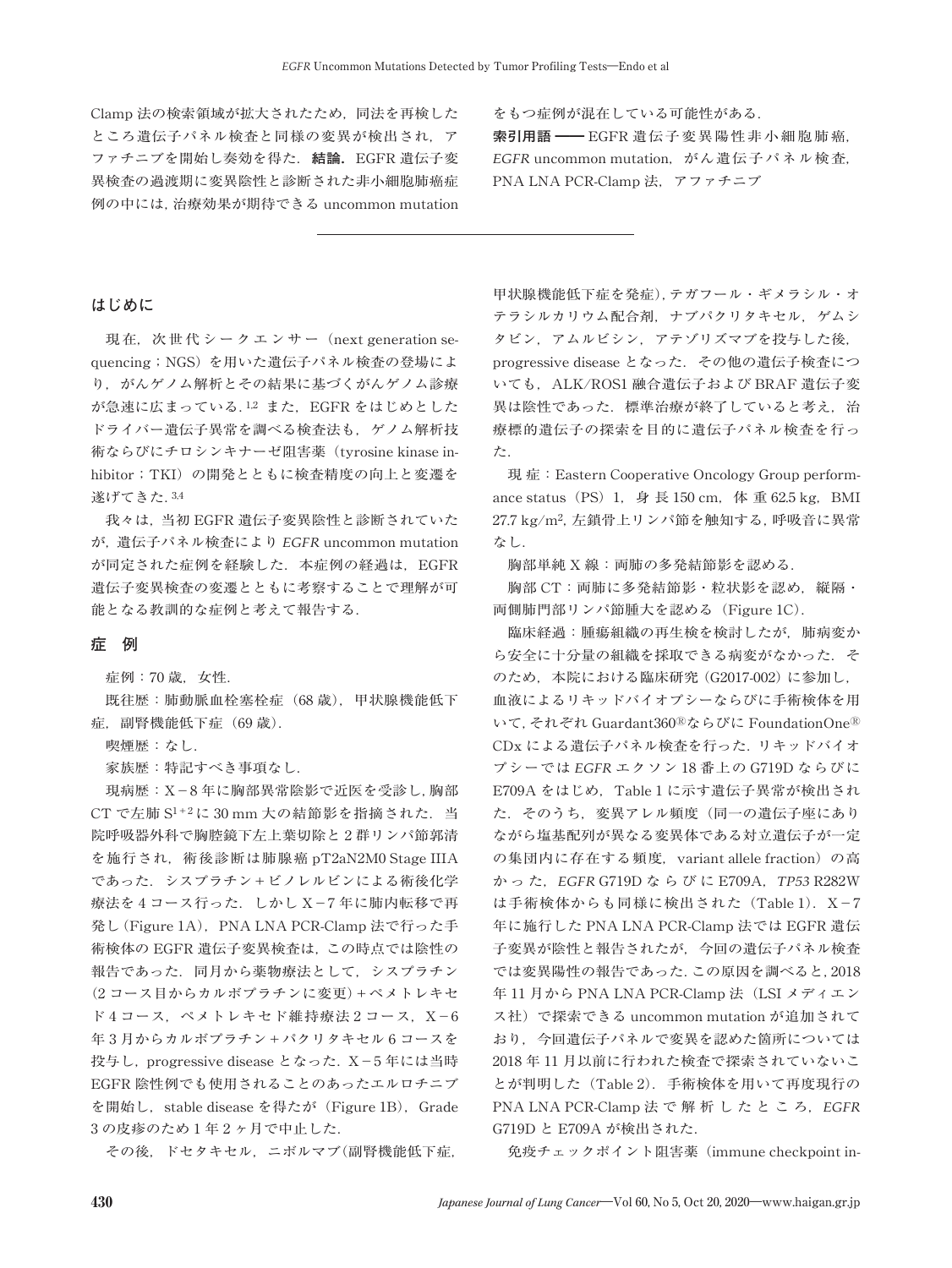Clamp 法の検索領域が拡大されたため，同法を再検したところ遺伝子パネル検査と同様の変異が検出され，アファチニブを開始し奏効を得た．**結論．**EGFR 遺伝子変異検査の過渡期に変異陰性と診断された非小細胞肺癌症例の中には，治療効果が期待できる uncommon mutation をもつ症例が混在している可能性がある．

**索引用語 ——** EGFR 遺伝子変異陽性非小細胞肺癌，*EGFR* uncommon mutation，がん遺伝子パネル検査，PNA LNA PCR-Clamp 法，アファチニブ

## はじめに

現在，次世代シークエンサー（next generation sequencing；NGS）を用いた遺伝子パネル検査の登場により，がんゲノム解析とその結果に基づくがんゲノム診療が急速に広まっている.[1,2] また，EGFR をはじめとしたドライバー遺伝子異常を調べる検査法も，ゲノム解析技術ならびにチロシンキナーゼ阻害薬（tyrosine kinase inhibitor；TKI）の開発とともに検査精度の向上と変遷を遂げてきた.[3,4]

我々は，当初 EGFR 遺伝子変異陰性と診断されていたが，遺伝子パネル検査により *EGFR* uncommon mutation が同定された症例を経験した．本症例の経過は，EGFR 遺伝子変異検査の変遷とともに考察することで理解が可能となる教訓的な症例と考えて報告する．

## 症　例

症例：70 歳，女性．

既往歴：肺動脈血栓塞栓症（68 歳），甲状腺機能低下症，副腎機能低下症（69 歳）．

喫煙歴：なし．

家族歴：特記すべき事項なし．

現病歴：X－8 年に胸部異常陰影で近医を受診し，胸部 CT で左肺 $S^{1+2}$ に 30 mm 大の結節影を指摘された．当院呼吸器外科で胸腔鏡下左上葉切除と 2 群リンパ節郭清を施行され，術後診断は肺腺癌 pT2aN2M0 Stage IIIA であった．シスプラチン＋ビノレルビンによる術後化学療法を 4 コース行った．しかし X－7 年に肺内転移で再発し（Figure 1A），PNA LNA PCR-Clamp 法で行った手術検体の EGFR 遺伝子変異検査は，この時点では陰性の報告であった．同月から薬物療法として，シスプラチン（2 コース目からカルボプラチンに変更）＋ペメトレキセド 4 コース，ペメトレキセド維持療法 2 コース，X－6 年 3 月からカルボプラチン＋パクリタキセル 6 コースを投与し，progressive disease となった．X－5 年には当時 EGFR 陰性例でも使用されることのあったエルロチニブを開始し，stable disease を得たが（Figure 1B），Grade 3 の皮疹のため 1 年 2 ヶ月で中止した．

その後，ドセタキセル，ニボルマブ（副腎機能低下症，甲状腺機能低下症を発症），テガフール・ギメラシル・オテラシルカリウム配合剤，ナブパクリタキセル，ゲムシタビン，アムルビシン，アテゾリズマブを投与した後，progressive disease となった．その他の遺伝子検査についても，ALK/ROS1 融合遺伝子および BRAF 遺伝子変異は陰性であった．標準治療が終了していると考え，治療標的遺伝子の探索を目的に遺伝子パネル検査を行った．

現症：Eastern Cooperative Oncology Group performance status（PS）1，身長 150 cm，体重 62.5 kg，BMI 27.7 kg/m$^2$，左鎖骨上リンパ節を触知する，呼吸音に異常なし．

胸部単純 X 線：両肺の多発結節影を認める．

胸部 CT：両肺に多発結節影・粒状影を認め，縦隔・両側肺門部リンパ節腫大を認める（Figure 1C）．

臨床経過：腫瘍組織の再生検を検討したが，肺病変から安全に十分量の組織を採取できる病変がなかった．そのため，本院における臨床研究（G2017-002）に参加し，血液によるリキッドバイオプシーならびに手術検体を用いて，それぞれ Guardant360®ならびに FoundationOne® CDx による遺伝子パネル検査を行った．リキッドバイオプシーでは *EGFR* エクソン 18 番上の G719D ならびに E709A をはじめ，Table 1 に示す遺伝子異常が検出された．そのうち，変異アレル頻度（同一の遺伝子座にありながら塩基配列が異なる変異体である対立遺伝子が一定の集団内に存在する頻度，variant allele fraction）の高かった，*EGFR* G719D ならびに E709A，*TP53* R282W は手術検体からも同様に検出された（Table 1）．X－7 年に施行した PNA LNA PCR-Clamp 法では EGFR 遺伝子変異が陰性と報告されたが，今回の遺伝子パネル検査では変異陽性の報告であった．この原因を調べると，2018 年 11 月から PNA LNA PCR-Clamp 法（LSI メディエンス社）で探索できる uncommon mutation が追加されており，今回遺伝子パネルで変異を認めた箇所については 2018 年 11 月以前に行われた検査で探索されていないことが判明した（Table 2）．手術検体を用いて再度現行の PNA LNA PCR-Clamp 法で解析したところ，*EGFR* G719D と E709A が検出された．

免疫チェックポイント阻害薬（immune checkpoint in-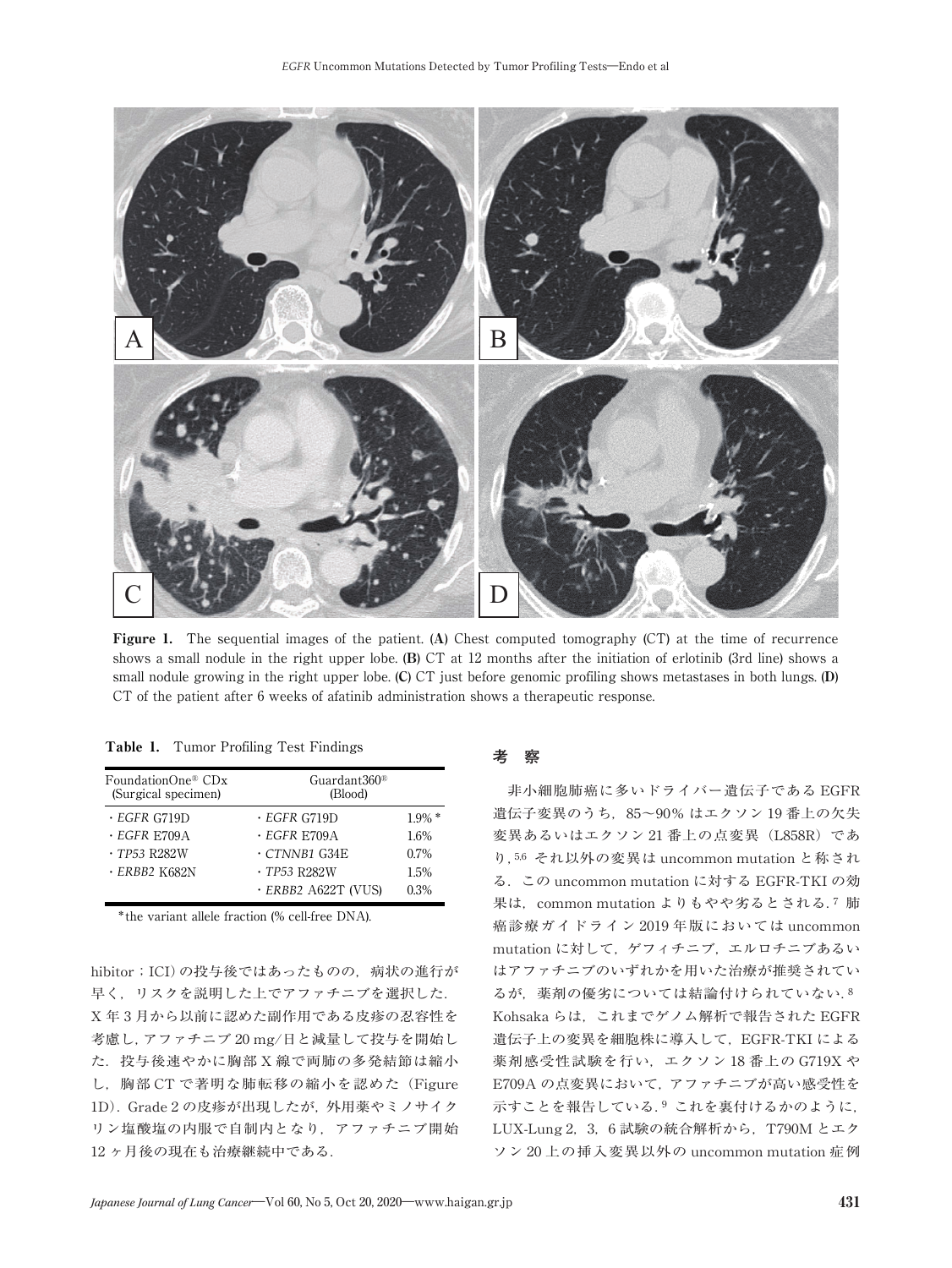Figure 1. The sequential images of the patient. (A) Chest computed tomography (CT) at the time of recurrence shows a small nodule in the right upper lobe. (B) CT at 12 months after the initiation of erlotinib (3rd line) shows a small nodule growing in the right upper lobe. (C) CT just before genomic profiling shows metastases in both lungs. (D) CT of the patient after 6 weeks of afatinib administration shows a therapeutic response.

Table 1. Tumor Profiling Test Findings

| FoundationOne® CDx (Surgical specimen) | Guardant360® (Blood) | |
|---|---|---|
| ・*EGFR* G719D | ・*EGFR* G719D | 1.9% * |
| ・*EGFR* E709A | ・*EGFR* E709A | 1.6% |
| ・*TP53* R282W | ・*CTNNB1* G34E | 0.7% |
| ・*ERBB2* K682N | ・*TP53* R282W | 1.5% |
| | ・*ERBB2* A622T (VUS) | 0.3% |

*the variant allele fraction (% cell-free DNA).

hibitor；ICI）の投与後ではあったものの，病状の進行が早く，リスクを説明した上でアファチニブを選択した．X年3月から以前に認めた副作用である皮疹の忍容性を考慮し，アファチニブ 20 mg/日と減量して投与を開始した．投与後速やかに胸部X線で両肺の多発結節は縮小し，胸部CTで著明な肺転移の縮小を認めた（Figure 1D）．Grade 2の皮疹が出現したが，外用薬やミノサイクリン塩酸塩の内服で自制内となり，アファチニブ開始12ヶ月後の現在も治療継続中である．

## 考　察

非小細胞肺癌に多いドライバー遺伝子である EGFR 遺伝子変異のうち，85～90% はエクソン 19 番上の欠失変異あるいはエクソン 21 番上の点変異（L858R）であり，[5,6] それ以外の変異は uncommon mutation と称される．この uncommon mutation に対する EGFR-TKI の効果は，common mutation よりもやや劣るとされる．[7] 肺癌診療ガイドライン 2019 年版においては uncommon mutation に対して，ゲフィチニブ，エルロチニブあるいはアファチニブのいずれかを用いた治療が推奨されているが，薬剤の優劣については結論付けられていない．[8] Kohsaka らは，これまでゲノム解析で報告された EGFR 遺伝子上の変異を細胞株に導入して，EGFR-TKI による薬剤感受性試験を行い，エクソン 18 番上の G719X や E709A の点変異において，アファチニブが高い感受性を示すことを報告している．[9] これを裏付けるかのように，LUX-Lung 2，3，6 試験の統合解析から，T790M とエクソン 20 上の挿入変異以外の uncommon mutation 症例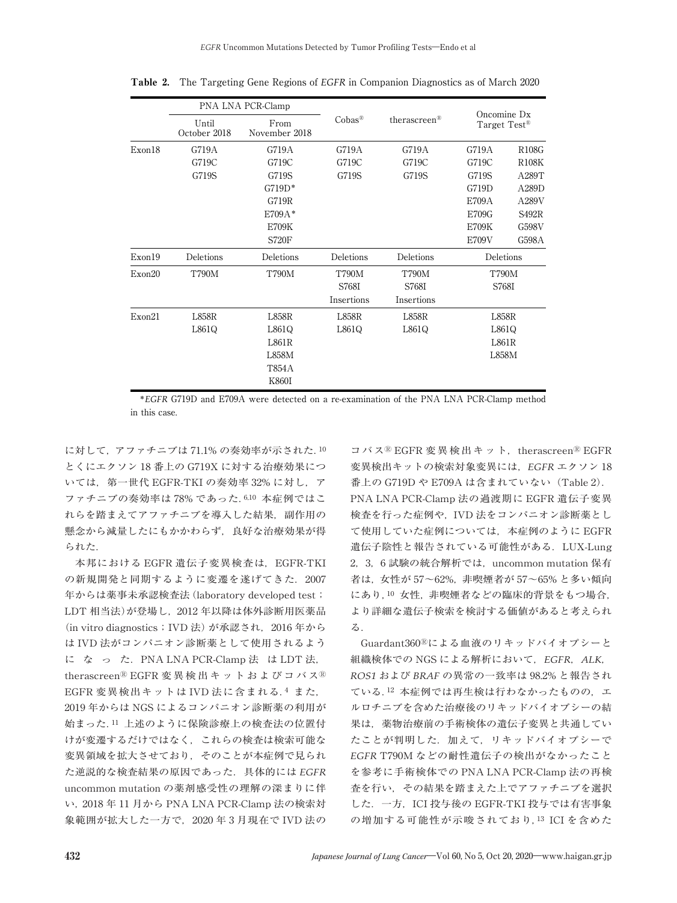**Table 2.** The Targeting Gene Regions of *EGFR* in Companion Diagnostics as of March 2020

| | PNA LNA PCR-Clamp | | Cobas® | therascreen® | Oncomine Dx Target Test® | |
|---|---|---|---|---|---|---|
| | Until October 2018 | From November 2018 | | | | |
| Exon18 | G719A | G719A | G719A | G719A | G719A | R108G |
| | G719C | G719C | G719C | G719C | G719C | R108K |
| | G719S | G719S | G719S | G719S | G719S | A289T |
| | | G719D* | | | G719D | A289D |
| | | G719R | | | E709A | A289V |
| | | E709A* | | | E709G | S492R |
| | | E709K | | | E709K | G598V |
| | | S720F | | | E709V | G598A |
| Exon19 | Deletions | Deletions | Deletions | Deletions | Deletions | |
| Exon20 | T790M | T790M | T790M | T790M | T790M | |
| | | | S768I | S768I | S768I | |
| | | | Insertions | Insertions | | |
| Exon21 | L858R | L858R | L858R | L858R | L858R | |
| | L861Q | L861Q | L861Q | L861Q | L861Q | |
| | | L861R | | | L861R | |
| | | L858M | | | L858M | |
| | | T854A | | | | |
| | | K860I | | | | |

*\*EGFR* G719D and E709A were detected on a re-examination of the PNA LNA PCR-Clamp method in this case.

に対して，アファチニブは 71.1% の奏効率が示された.[10] とくにエクソン 18 番上の G719X に対する治療効果については，第一世代 EGFR-TKI の奏効率 32% に対し，アファチニブの奏効率は 78% であった.[6,10] 本症例ではこれらを踏まえてアファチニブを導入した結果，副作用の懸念から減量したにもかかわらず，良好な治療効果が得られた.

本邦における EGFR 遺伝子変異検査は，EGFR-TKI の新規開発と同期するように変遷を遂げてきた．2007 年からは薬事未承認検査法（laboratory developed test；LDT 相当法）が登場し，2012 年以降は体外診断用医薬品（in vitro diagnostics；IVD 法）が承認され，2016 年からは IVD 法がコンパニオン診断薬として使用されるようになった．PNA LNA PCR-Clamp 法 は LDT 法，therascreen® EGFR 変異検出キットおよびコバス® EGFR 変異検出キットは IVD 法に含まれる.[4] また，2019 年からは NGS によるコンパニオン診断薬の利用が始まった.[11] 上述のように保険診療上の検査法の位置付けが変遷するだけではなく，これらの検査は検索可能な変異領域を拡大させており，そのことが本症例で見られた逆説的な検査結果の原因であった．具体的には *EGFR* uncommon mutation の薬剤感受性の理解の深まりに伴い，2018 年 11 月から PNA LNA PCR-Clamp 法の検索対象範囲が拡大した一方で，2020 年 3 月現在で IVD 法のコバス® EGFR 変異検出キット，therascreen® EGFR 変異検出キットの検索対象変異には，*EGFR* エクソン 18 番上の G719D や E709A は含まれていない（Table 2）．PNA LNA PCR-Clamp 法の過渡期に EGFR 遺伝子変異検査を行った症例や，IVD 法をコンパニオン診断薬として使用していた症例については，本症例のように EGFR 遺伝子陰性と報告されている可能性がある．LUX-Lung 2，3，6 試験の統合解析では，uncommon mutation 保有者は，女性が 57～62%，非喫煙者が 57～65% と多い傾向にあり,[10] 女性，非喫煙者などの臨床的背景をもつ場合，より詳細な遺伝子検索を検討する価値があると考えられる．

Guardant360®による血液のリキッドバイオプシーと組織検体での NGS による解析において，*EGFR*，*ALK*，*ROS1* および *BRAF* の異常の一致率は 98.2% と報告されている.[12] 本症例では再生検は行わなかったものの，エルロチニブを含めた治療後のリキッドバイオプシーの結果は，薬物治療前の手術検体の遺伝子変異と共通していたことが判明した．加えて，リキッドバイオプシーで *EGFR* T790M などの耐性遺伝子の検出がなかったことを参考に手術検体での PNA LNA PCR-Clamp 法の再検査を行い，その結果を踏まえた上でアファチニブを選択した．一方，ICI 投与後の EGFR-TKI 投与では有害事象の増加する可能性が示唆されており,[13] ICI を含めた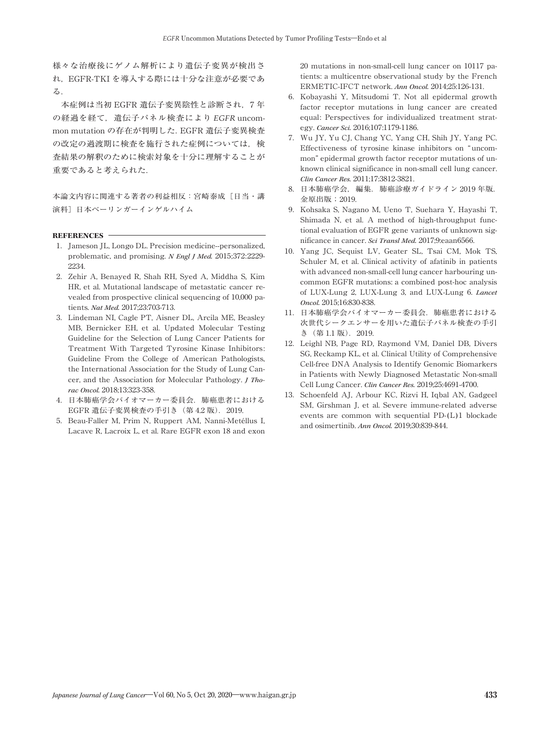様々な治療後にゲノム解析により遺伝子変異が検出され，EGFR-TKI を導入する際には十分な注意が必要である．

本症例は当初 EGFR 遺伝子変異陰性と診断され，7 年の経過を経て，遺伝子パネル検査により *EGFR* uncommon mutation の存在が判明した．EGFR 遺伝子変異検査の改定の過渡期に検査を施行された症例については，検査結果の解釈のために検索対象を十分に理解することが重要であると考えられた．

本論文内容に関連する著者の利益相反：宮崎泰成［日当・講演料］日本ベーリンガーインゲルハイム

## REFERENCES

1. Jameson JL, Longo DL. Precision medicine--personalized, problematic, and promising. *N Engl J Med.* 2015;372:2229-2234.
2. Zehir A, Benayed R, Shah RH, Syed A, Middha S, Kim HR, et al. Mutational landscape of metastatic cancer revealed from prospective clinical sequencing of 10,000 patients. *Nat Med.* 2017;23:703-713.
3. Lindeman NI, Cagle PT, Aisner DL, Arcila ME, Beasley MB, Bernicker EH, et al. Updated Molecular Testing Guideline for the Selection of Lung Cancer Patients for Treatment With Targeted Tyrosine Kinase Inhibitors: Guideline From the College of American Pathologists, the International Association for the Study of Lung Cancer, and the Association for Molecular Pathology. *J Thorac Oncol.* 2018;13:323-358.
4. 日本肺癌学会バイオマーカー委員会．肺癌患者における EGFR 遺伝子変異検査の手引き（第 4.2 版）．2019.
5. Beau-Faller M, Prim N, Ruppert AM, Nanni-Metéllus I, Lacave R, Lacroix L, et al. Rare EGFR exon 18 and exon 20 mutations in non-small-cell lung cancer on 10117 patients: a multicentre observational study by the French ERMETIC-IFCT network. *Ann Oncol.* 2014;25:126-131.
6. Kobayashi Y, Mitsudomi T. Not all epidermal growth factor receptor mutations in lung cancer are created equal: Perspectives for individualized treatment strategy. *Cancer Sci.* 2016;107:1179-1186.
7. Wu JY, Yu CJ, Chang YC, Yang CH, Shih JY, Yang PC. Effectiveness of tyrosine kinase inhibitors on "uncommon" epidermal growth factor receptor mutations of unknown clinical significance in non-small cell lung cancer. *Clin Cancer Res.* 2011;17:3812-3821.
8. 日本肺癌学会，編集．肺癌診療ガイドライン 2019 年版．金原出版；2019.
9. Kohsaka S, Nagano M, Ueno T, Suehara Y, Hayashi T, Shimada N, et al. A method of high-throughput functional evaluation of EGFR gene variants of unknown significance in cancer. *Sci Transl Med.* 2017;9:eaan6566.
10. Yang JC, Sequist LV, Geater SL, Tsai CM, Mok TS, Schuler M, et al. Clinical activity of afatinib in patients with advanced non-small-cell lung cancer harbouring uncommon EGFR mutations: a combined post-hoc analysis of LUX-Lung 2, LUX-Lung 3, and LUX-Lung 6. *Lancet Oncol.* 2015;16:830-838.
11. 日本肺癌学会バイオマーカー委員会．肺癌患者における次世代シークエンサーを用いた遺伝子パネル検査の手引き（第 1.1 版）．2019.
12. Leighl NB, Page RD, Raymond VM, Daniel DB, Divers SG, Reckamp KL, et al. Clinical Utility of Comprehensive Cell-free DNA Analysis to Identify Genomic Biomarkers in Patients with Newly Diagnosed Metastatic Non-small Cell Lung Cancer. *Clin Cancer Res.* 2019;25:4691-4700.
13. Schoenfeld AJ, Arbour KC, Rizvi H, Iqbal AN, Gadgeel SM, Girshman J, et al. Severe immune-related adverse events are common with sequential PD-(L)1 blockade and osimertinib. *Ann Oncol.* 2019;30:839-844.